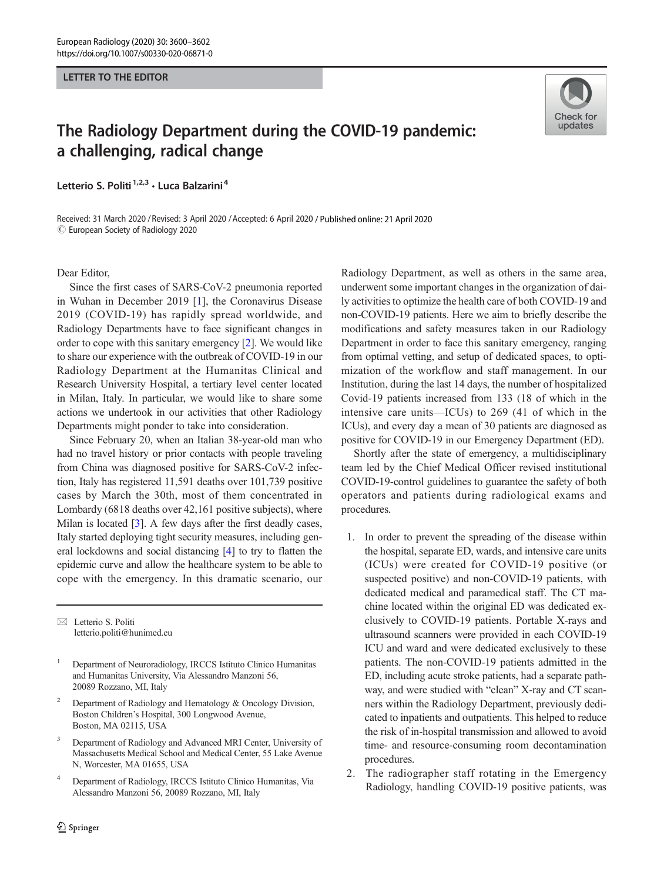LETTER TO THE EDITOR

# The Radiology Department during the COVID-19 pandemic: a challenging, radical change

Letterio S. Politi [1,2,3] · Luca Balzarini [4]

Received: 31 March 2020 / Revised: 3 April 2020 / Accepted: 6 April 2020 / Published online: 21 April 2020
© European Society of Radiology 2020

Dear Editor,

Since the first cases of SARS-CoV-2 pneumonia reported in Wuhan in December 2019 [1], the Coronavirus Disease 2019 (COVID-19) has rapidly spread worldwide, and Radiology Departments have to face significant changes in order to cope with this sanitary emergency [2]. We would like to share our experience with the outbreak of COVID-19 in our Radiology Department at the Humanitas Clinical and Research University Hospital, a tertiary level center located in Milan, Italy. In particular, we would like to share some actions we undertook in our activities that other Radiology Departments might ponder to take into consideration.

Since February 20, when an Italian 38-year-old man who had no travel history or prior contacts with people traveling from China was diagnosed positive for SARS-CoV-2 infection, Italy has registered 11,591 deaths over 101,739 positive cases by March the 30th, most of them concentrated in Lombardy (6818 deaths over 42,161 positive subjects), where Milan is located [3]. A few days after the first deadly cases, Italy started deploying tight security measures, including general lockdowns and social distancing [4] to try to flatten the epidemic curve and allow the healthcare system to be able to cope with the emergency. In this dramatic scenario, our Radiology Department, as well as others in the same area, underwent some important changes in the organization of daily activities to optimize the health care of both COVID-19 and non-COVID-19 patients. Here we aim to briefly describe the modifications and safety measures taken in our Radiology Department in order to face this sanitary emergency, ranging from optimal vetting, and setup of dedicated spaces, to optimization of the workflow and staff management. In our Institution, during the last 14 days, the number of hospitalized Covid-19 patients increased from 133 (18 of which in the intensive care units—ICUs) to 269 (41 of which in the ICUs), and every day a mean of 30 patients are diagnosed as positive for COVID-19 in our Emergency Department (ED).

Shortly after the state of emergency, a multidisciplinary team led by the Chief Medical Officer revised institutional COVID-19-control guidelines to guarantee the safety of both operators and patients during radiological exams and procedures.

1. In order to prevent the spreading of the disease within the hospital, separate ED, wards, and intensive care units (ICUs) were created for COVID-19 positive (or suspected positive) and non-COVID-19 patients, with dedicated medical and paramedical staff. The CT machine located within the original ED was dedicated exclusively to COVID-19 patients. Portable X-rays and ultrasound scanners were provided in each COVID-19 ICU and ward and were dedicated exclusively to these patients. The non-COVID-19 patients admitted in the ED, including acute stroke patients, had a separate pathway, and were studied with "clean" X-ray and CT scanners within the Radiology Department, previously dedicated to inpatients and outpatients. This helped to reduce the risk of in-hospital transmission and allowed to avoid time- and resource-consuming room decontamination procedures.
2. The radiographer staff rotating in the Emergency Radiology, handling COVID-19 positive patients, was

---

✉ Letterio S. Politi
letterio.politi@hunimed.eu

[1] Department of Neuroradiology, IRCCS Istituto Clinico Humanitas and Humanitas University, Via Alessandro Manzoni 56, 20089 Rozzano, MI, Italy

[2] Department of Radiology and Hematology & Oncology Division, Boston Children's Hospital, 300 Longwood Avenue, Boston, MA 02115, USA

[3] Department of Radiology and Advanced MRI Center, University of Massachusetts Medical School and Medical Center, 55 Lake Avenue N, Worcester, MA 01655, USA

[4] Department of Radiology, IRCCS Istituto Clinico Humanitas, Via Alessandro Manzoni 56, 20089 Rozzano, MI, Italy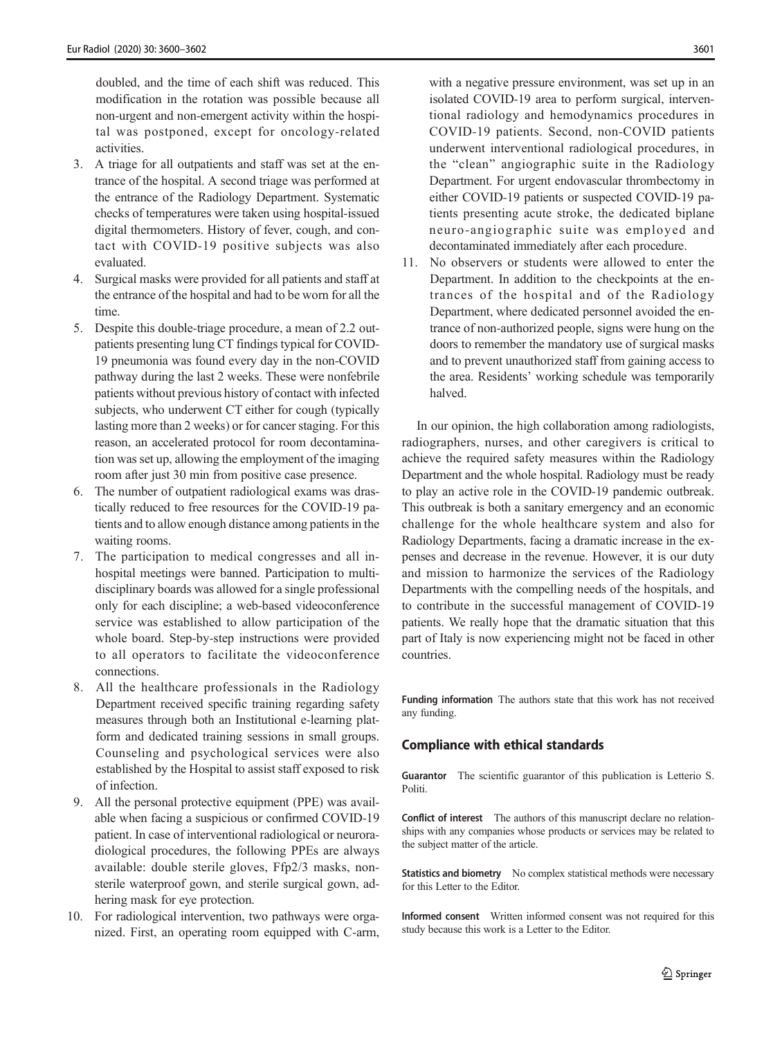doubled, and the time of each shift was reduced. This modification in the rotation was possible because all non-urgent and non-emergent activity within the hospital was postponed, except for oncology-related activities.

3. A triage for all outpatients and staff was set at the entrance of the hospital. A second triage was performed at the entrance of the Radiology Department. Systematic checks of temperatures were taken using hospital-issued digital thermometers. History of fever, cough, and contact with COVID-19 positive subjects was also evaluated.
4. Surgical masks were provided for all patients and staff at the entrance of the hospital and had to be worn for all the time.
5. Despite this double-triage procedure, a mean of 2.2 outpatients presenting lung CT findings typical for COVID-19 pneumonia was found every day in the non-COVID pathway during the last 2 weeks. These were nonfebrile patients without previous history of contact with infected subjects, who underwent CT either for cough (typically lasting more than 2 weeks) or for cancer staging. For this reason, an accelerated protocol for room decontamination was set up, allowing the employment of the imaging room after just 30 min from positive case presence.
6. The number of outpatient radiological exams was drastically reduced to free resources for the COVID-19 patients and to allow enough distance among patients in the waiting rooms.
7. The participation to medical congresses and all in-hospital meetings were banned. Participation to multidisciplinary boards was allowed for a single professional only for each discipline; a web-based videoconference service was established to allow participation of the whole board. Step-by-step instructions were provided to all operators to facilitate the videoconference connections.
8. All the healthcare professionals in the Radiology Department received specific training regarding safety measures through both an Institutional e-learning platform and dedicated training sessions in small groups. Counseling and psychological services were also established by the Hospital to assist staff exposed to risk of infection.
9. All the personal protective equipment (PPE) was available when facing a suspicious or confirmed COVID-19 patient. In case of interventional radiological or neuroradiological procedures, the following PPEs are always available: double sterile gloves, Ffp2/3 masks, non-sterile waterproof gown, and sterile surgical gown, adhering mask for eye protection.
10. For radiological intervention, two pathways were organized. First, an operating room equipped with C-arm, with a negative pressure environment, was set up in an isolated COVID-19 area to perform surgical, interventional radiology and hemodynamics procedures in COVID-19 patients. Second, non-COVID patients underwent interventional radiological procedures, in the "clean" angiographic suite in the Radiology Department. For urgent endovascular thrombectomy in either COVID-19 patients or suspected COVID-19 patients presenting acute stroke, the dedicated biplane neuro-angiographic suite was employed and decontaminated immediately after each procedure.
11. No observers or students were allowed to enter the Department. In addition to the checkpoints at the entrances of the hospital and of the Radiology Department, where dedicated personnel avoided the entrance of non-authorized people, signs were hung on the doors to remember the mandatory use of surgical masks and to prevent unauthorized staff from gaining access to the area. Residents' working schedule was temporarily halved.

In our opinion, the high collaboration among radiologists, radiographers, nurses, and other caregivers is critical to achieve the required safety measures within the Radiology Department and the whole hospital. Radiology must be ready to play an active role in the COVID-19 pandemic outbreak. This outbreak is both a sanitary emergency and an economic challenge for the whole healthcare system and also for Radiology Departments, facing a dramatic increase in the expenses and decrease in the revenue. However, it is our duty and mission to harmonize the services of the Radiology Departments with the compelling needs of the hospitals, and to contribute in the successful management of COVID-19 patients. We really hope that the dramatic situation that this part of Italy is now experiencing might not be faced in other countries.

**Funding information** The authors state that this work has not received any funding.

## Compliance with ethical standards

**Guarantor** The scientific guarantor of this publication is Letterio S. Politi.

**Conflict of interest** The authors of this manuscript declare no relationships with any companies whose products or services may be related to the subject matter of the article.

**Statistics and biometry** No complex statistical methods were necessary for this Letter to the Editor.

**Informed consent** Written informed consent was not required for this study because this work is a Letter to the Editor.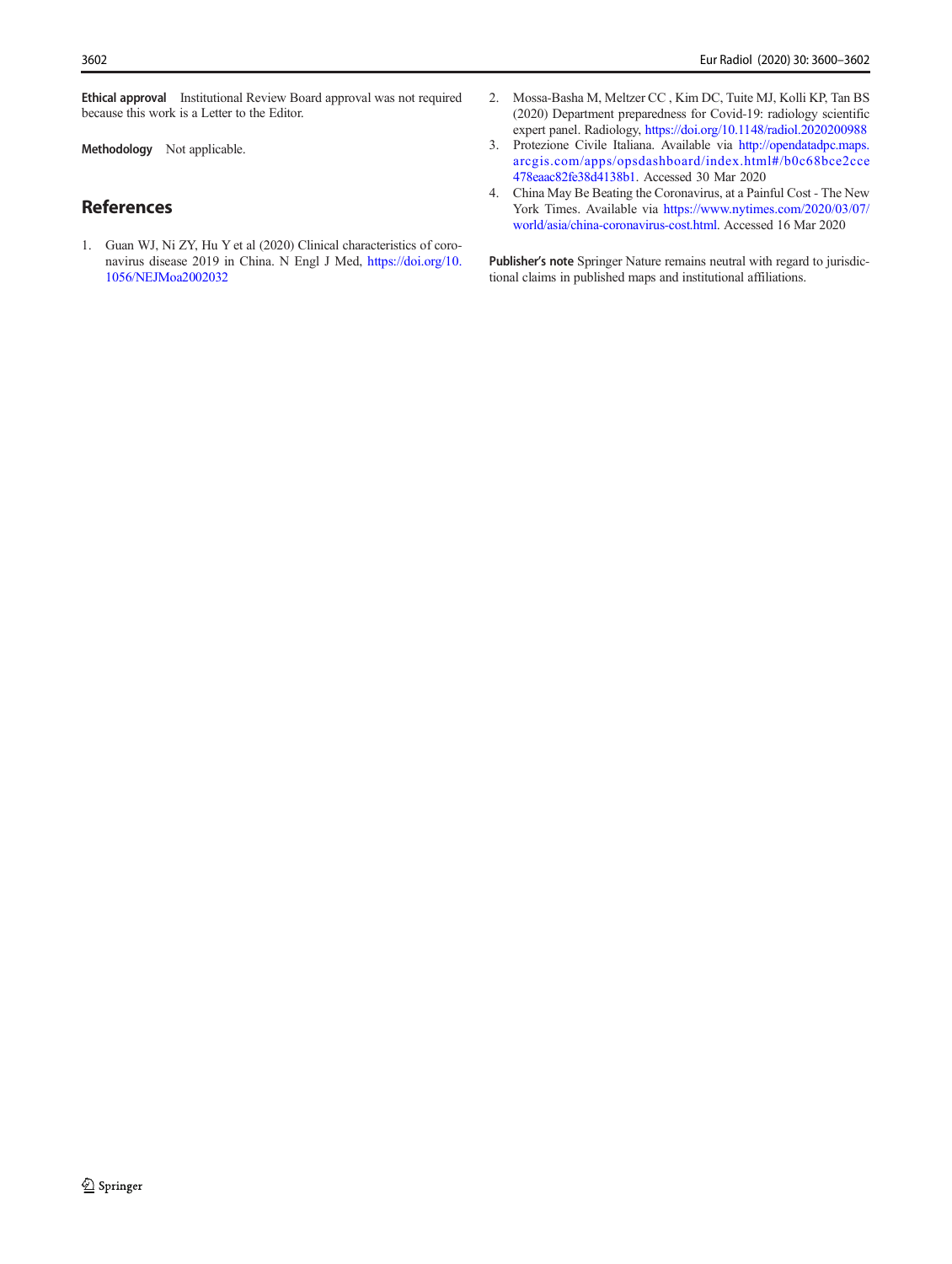**Ethical approval** Institutional Review Board approval was not required because this work is a Letter to the Editor.

**Methodology** Not applicable.

## References

1. Guan WJ, Ni ZY, Hu Y et al (2020) Clinical characteristics of coronavirus disease 2019 in China. N Engl J Med, https://doi.org/10.1056/NEJMoa2002032
2. Mossa-Basha M, Meltzer CC , Kim DC, Tuite MJ, Kolli KP, Tan BS (2020) Department preparedness for Covid-19: radiology scientific expert panel. Radiology, https://doi.org/10.1148/radiol.2020200988
3. Protezione Civile Italiana. Available via http://opendatadpc.maps.arcgis.com/apps/opsdashboard/index.html#/b0c68bce2cce478eaac82fe38d4138b1. Accessed 30 Mar 2020
4. China May Be Beating the Coronavirus, at a Painful Cost - The New York Times. Available via https://www.nytimes.com/2020/03/07/world/asia/china-coronavirus-cost.html. Accessed 16 Mar 2020

**Publisher's note** Springer Nature remains neutral with regard to jurisdictional claims in published maps and institutional affiliations.